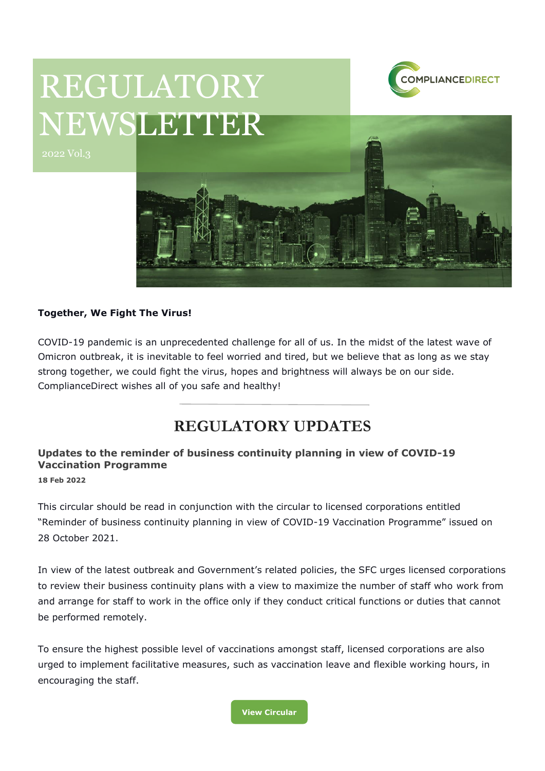# REGULATORY NEWSLETTER

2022 Vol.3

COMPLIANCEDIRECT

**Together, We Fight The Virus!**

COVID-19 pandemic is an unprecedented challenge for all of us. In the midst of the latest wave of Omicron outbreak, it is inevitable to feel worried and tired, but we believe that as long as we stay strong together, we could fight the virus, hopes and brightness will always be on our side. ComplianceDirect wishes all of you safe and healthy!

## REGULATORY UPDATES

### Updates to the reminder of business continuity planning in view of COVID-19 Vaccination Programme

**18 Feb 2022**

This circular should be read in conjunction with the circular to licensed corporations entitled "Reminder of business continuity planning in view of COVID-19 Vaccination Programme" issued on 28 October 2021.

In view of the latest outbreak and Government's related policies, the SFC urges licensed corporations to review their business continuity plans with a view to maximize the number of staff who work from and arrange for staff to work in the office only if they conduct critical functions or duties that cannot be performed remotely.

To ensure the highest possible level of vaccinations amongst staff, licensed corporations are also urged to implement facilitative measures, such as vaccination leave and flexible working hours, in encouraging the staff.

View Circular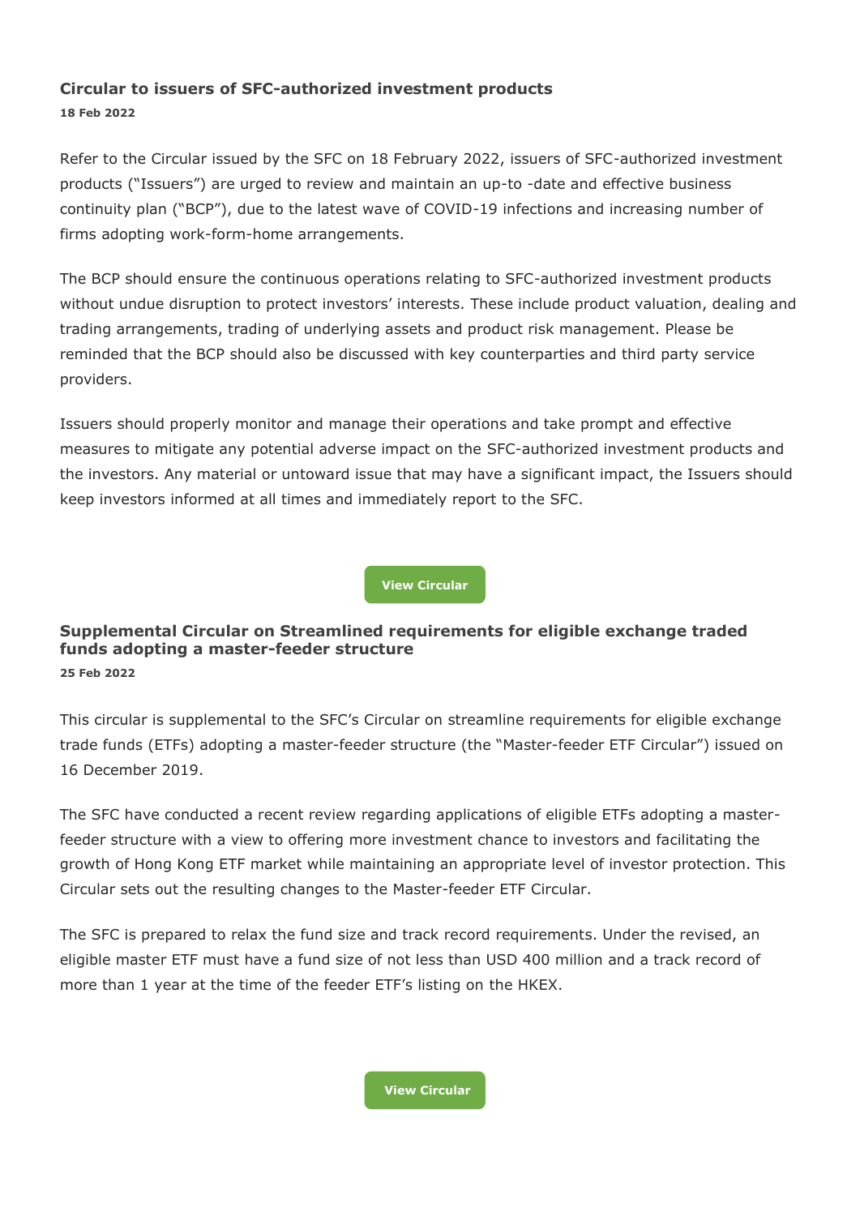### Circular to issuers of SFC-authorized investment products

**18 Feb 2022**

Refer to the Circular issued by the SFC on 18 February 2022, issuers of SFC-authorized investment products ("Issuers") are urged to review and maintain an up-to -date and effective business continuity plan ("BCP"), due to the latest wave of COVID-19 infections and increasing number of firms adopting work-form-home arrangements.

The BCP should ensure the continuous operations relating to SFC-authorized investment products without undue disruption to protect investors' interests. These include product valuation, dealing and trading arrangements, trading of underlying assets and product risk management. Please be reminded that the BCP should also be discussed with key counterparties and third party service providers.

Issuers should properly monitor and manage their operations and take prompt and effective measures to mitigate any potential adverse impact on the SFC-authorized investment products and the investors. Any material or untoward issue that may have a significant impact, the Issuers should keep investors informed at all times and immediately report to the SFC.

**View Circular**

### Supplemental Circular on Streamlined requirements for eligible exchange traded funds adopting a master-feeder structure

**25 Feb 2022**

This circular is supplemental to the SFC's Circular on streamline requirements for eligible exchange trade funds (ETFs) adopting a master-feeder structure (the "Master-feeder ETF Circular") issued on 16 December 2019.

The SFC have conducted a recent review regarding applications of eligible ETFs adopting a master-feeder structure with a view to offering more investment chance to investors and facilitating the growth of Hong Kong ETF market while maintaining an appropriate level of investor protection. This Circular sets out the resulting changes to the Master-feeder ETF Circular.

The SFC is prepared to relax the fund size and track record requirements. Under the revised, an eligible master ETF must have a fund size of not less than USD 400 million and a track record of more than 1 year at the time of the feeder ETF's listing on the HKEX.

**View Circular**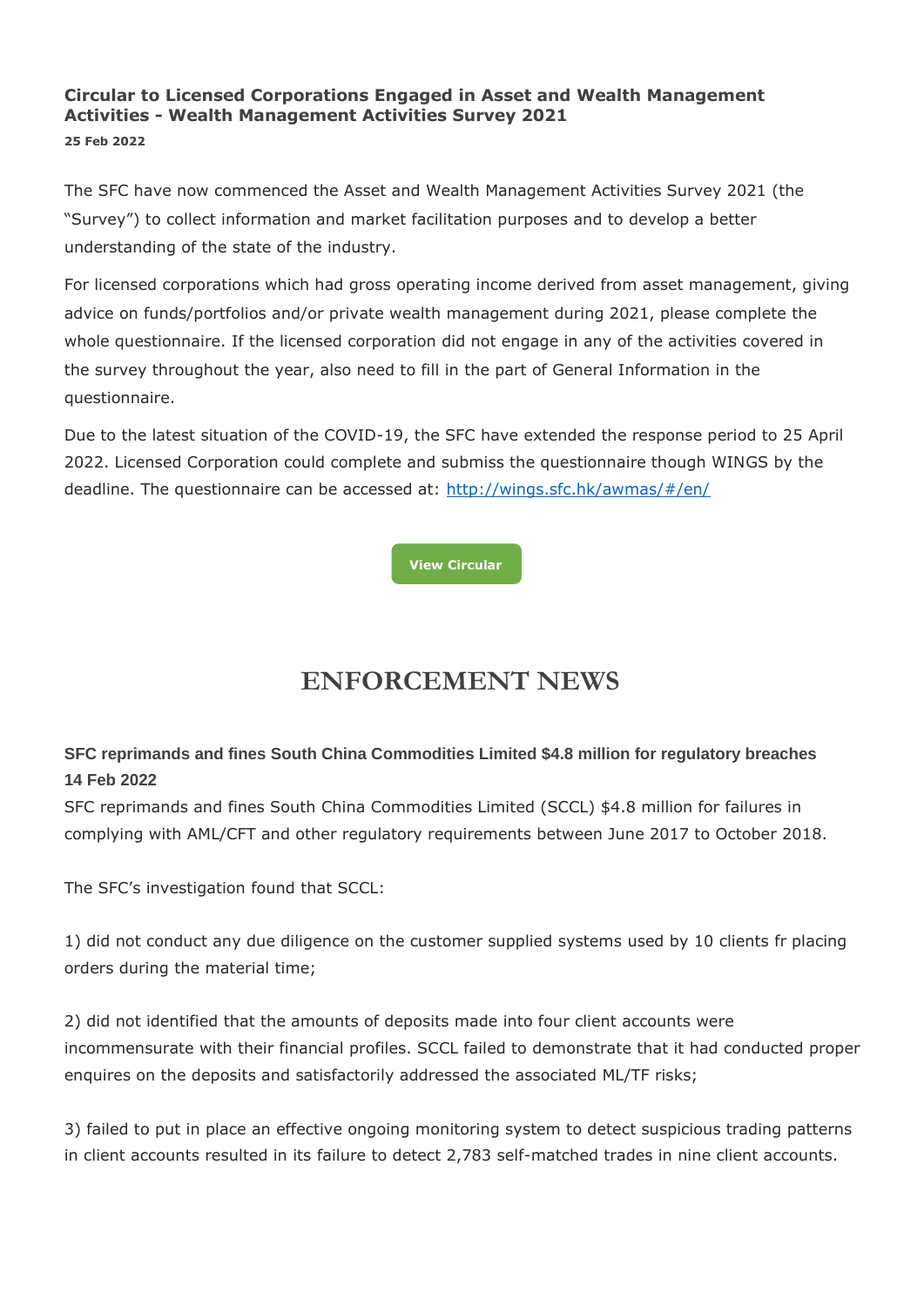### Circular to Licensed Corporations Engaged in Asset and Wealth Management Activities - Wealth Management Activities Survey 2021

**25 Feb 2022**

The SFC have now commenced the Asset and Wealth Management Activities Survey 2021 (the "Survey") to collect information and market facilitation purposes and to develop a better understanding of the state of the industry.

For licensed corporations which had gross operating income derived from asset management, giving advice on funds/portfolios and/or private wealth management during 2021, please complete the whole questionnaire. If the licensed corporation did not engage in any of the activities covered in the survey throughout the year, also need to fill in the part of General Information in the questionnaire.

Due to the latest situation of the COVID-19, the SFC have extended the response period to 25 April 2022. Licensed Corporation could complete and submiss the questionnaire though WINGS by the deadline. The questionnaire can be accessed at: [http://wings.sfc.hk/awmas/#/en/](http://wings.sfc.hk/awmas/#/en/)

**View Circular**

# ENFORCEMENT NEWS

### SFC reprimands and fines South China Commodities Limited $4.8 million for regulatory breaches

**14 Feb 2022**

SFC reprimands and fines South China Commodities Limited (SCCL) $4.8 million for failures in complying with AML/CFT and other regulatory requirements between June 2017 to October 2018.

The SFC's investigation found that SCCL:

1) did not conduct any due diligence on the customer supplied systems used by 10 clients fr placing orders during the material time;

2) did not identified that the amounts of deposits made into four client accounts were incommensurate with their financial profiles. SCCL failed to demonstrate that it had conducted proper enquires on the deposits and satisfactorily addressed the associated ML/TF risks;

3) failed to put in place an effective ongoing monitoring system to detect suspicious trading patterns in client accounts resulted in its failure to detect 2,783 self-matched trades in nine client accounts.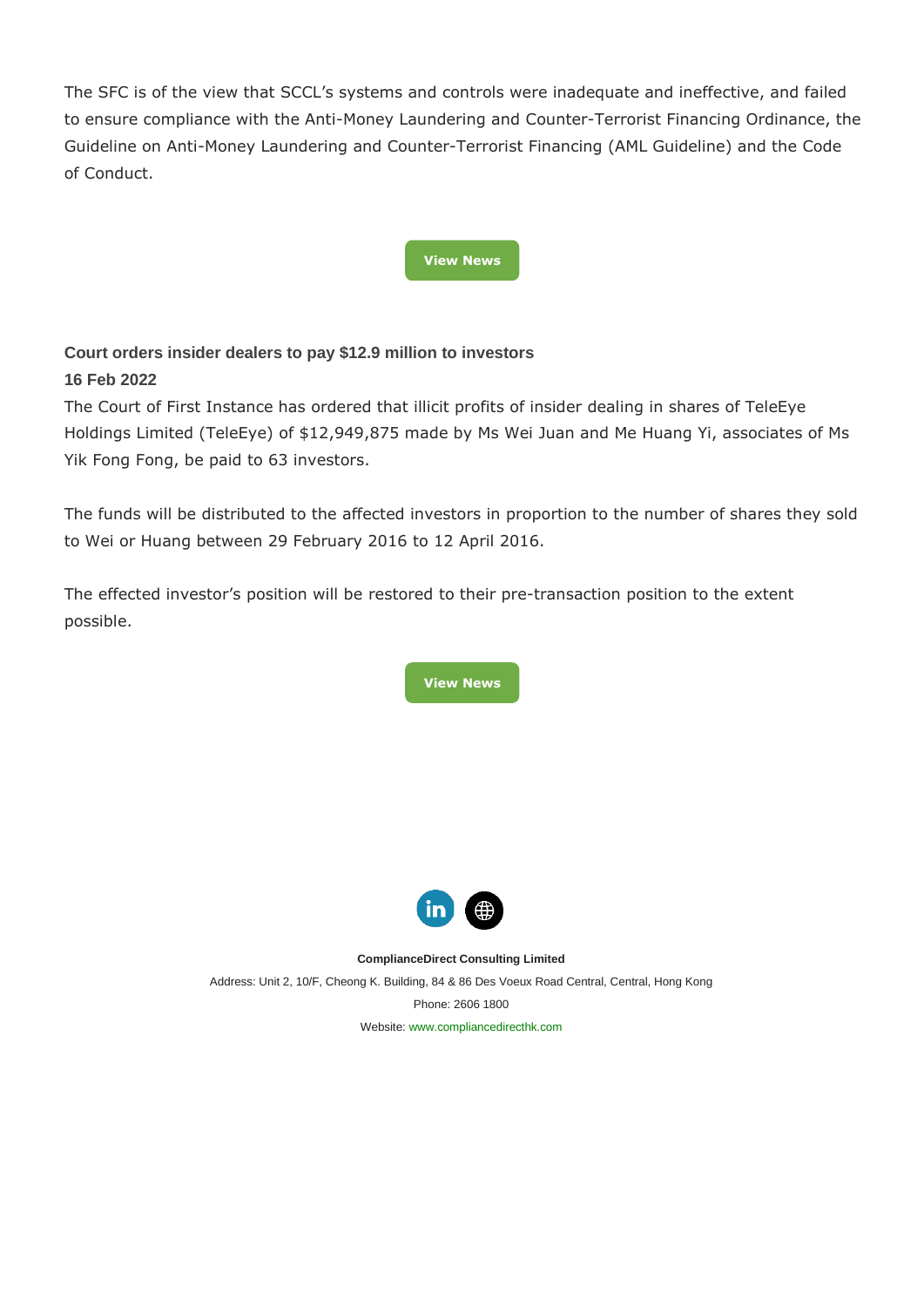The SFC is of the view that SCCL's systems and controls were inadequate and ineffective, and failed to ensure compliance with the Anti-Money Laundering and Counter-Terrorist Financing Ordinance, the Guideline on Anti-Money Laundering and Counter-Terrorist Financing (AML Guideline) and the Code of Conduct.

View News

**Court orders insider dealers to pay $12.9 million to investors**

**16 Feb 2022**

The Court of First Instance has ordered that illicit profits of insider dealing in shares of TeleEye Holdings Limited (TeleEye) of $12,949,875 made by Ms Wei Juan and Me Huang Yi, associates of Ms Yik Fong Fong, be paid to 63 investors.

The funds will be distributed to the affected investors in proportion to the number of shares they sold to Wei or Huang between 29 February 2016 to 12 April 2016.

The effected investor's position will be restored to their pre-transaction position to the extent possible.

View News

**ComplianceDirect Consulting Limited**

Address: Unit 2, 10/F, Cheong K. Building, 84 & 86 Des Voeux Road Central, Central, Hong Kong

Phone: 2606 1800

Website: www.compliancedirecthk.com